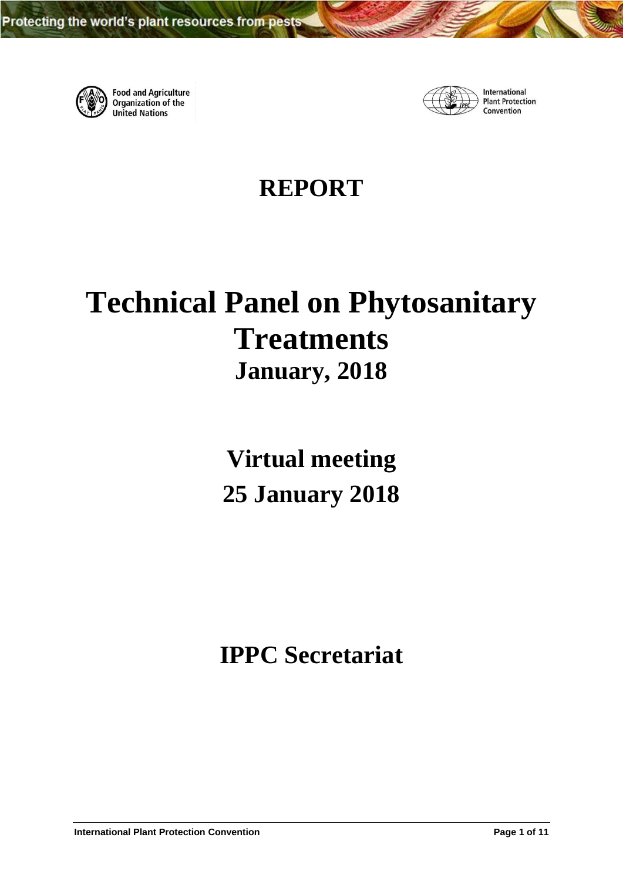Protecting the world's plant resources from pests

Food and Agriculture Organization of the United Nations

International Plant Protection Convention

# REPORT

# Technical Panel on Phytosanitary Treatments

## January, 2018

## Virtual meeting

## 25 January 2018

## IPPC Secretariat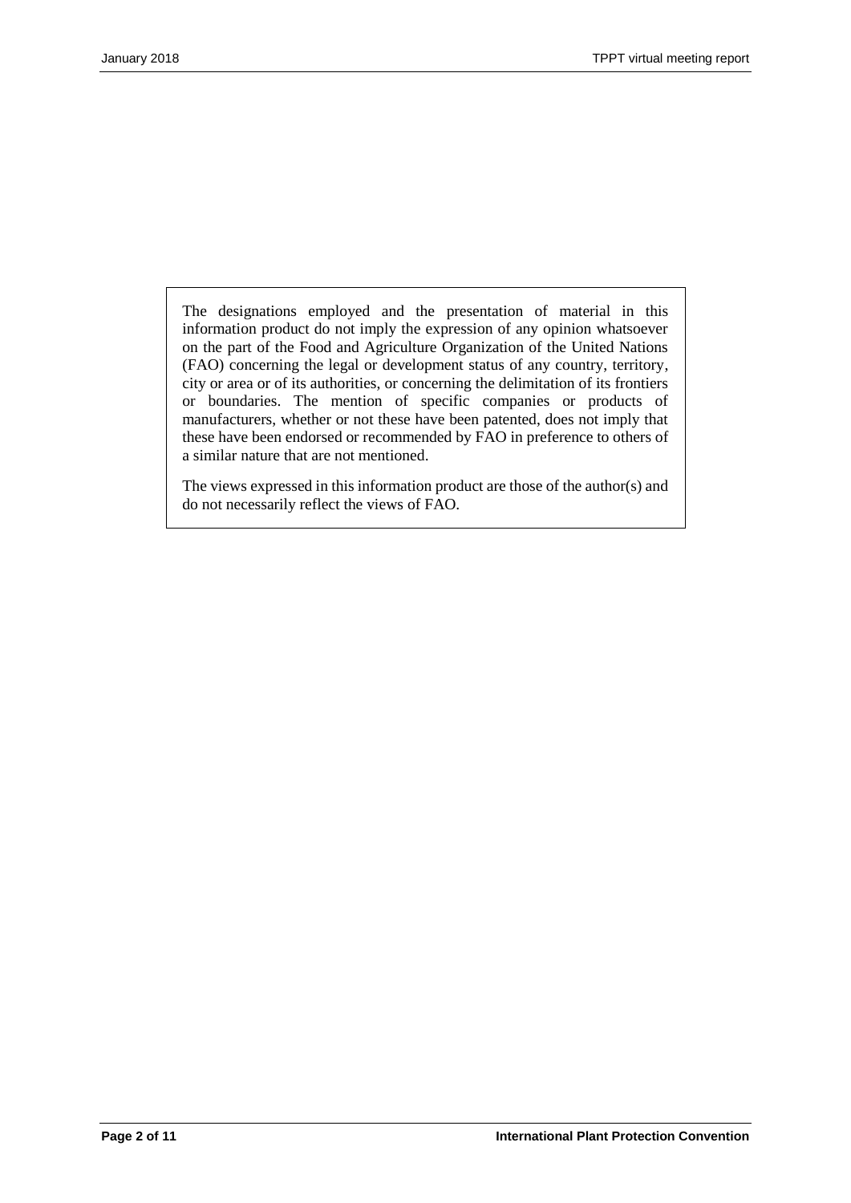The designations employed and the presentation of material in this information product do not imply the expression of any opinion whatsoever on the part of the Food and Agriculture Organization of the United Nations (FAO) concerning the legal or development status of any country, territory, city or area or of its authorities, or concerning the delimitation of its frontiers or boundaries. The mention of specific companies or products of manufacturers, whether or not these have been patented, does not imply that these have been endorsed or recommended by FAO in preference to others of a similar nature that are not mentioned.

The views expressed in this information product are those of the author(s) and do not necessarily reflect the views of FAO.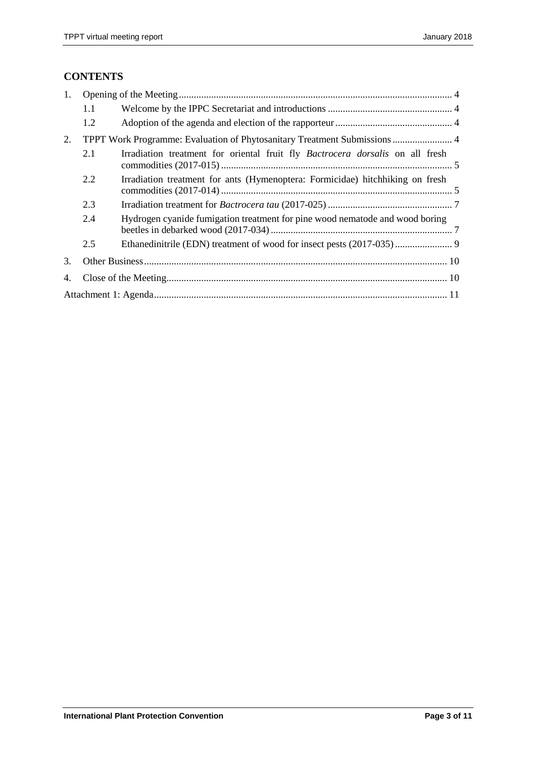## CONTENTS

1. Opening of the Meeting ..... 4
   - 1.1 Welcome by the IPPC Secretariat and introductions ..... 4
   - 1.2 Adoption of the agenda and election of the rapporteur ..... 4
2. TPPT Work Programme: Evaluation of Phytosanitary Treatment Submissions ..... 4
   - 2.1 Irradiation treatment for oriental fruit fly *Bactrocera dorsalis* on all fresh commodities (2017-015) ..... 5
   - 2.2 Irradiation treatment for ants (Hymenoptera: Formicidae) hitchhiking on fresh commodities (2017-014) ..... 5
   - 2.3 Irradiation treatment for *Bactrocera tau* (2017-025) ..... 7
   - 2.4 Hydrogen cyanide fumigation treatment for pine wood nematode and wood boring beetles in debarked wood (2017-034) ..... 7
   - 2.5 Ethanedinitrile (EDN) treatment of wood for insect pests (2017-035) ..... 9
3. Other Business ..... 10
4. Close of the Meeting ..... 10

Attachment 1: Agenda ..... 11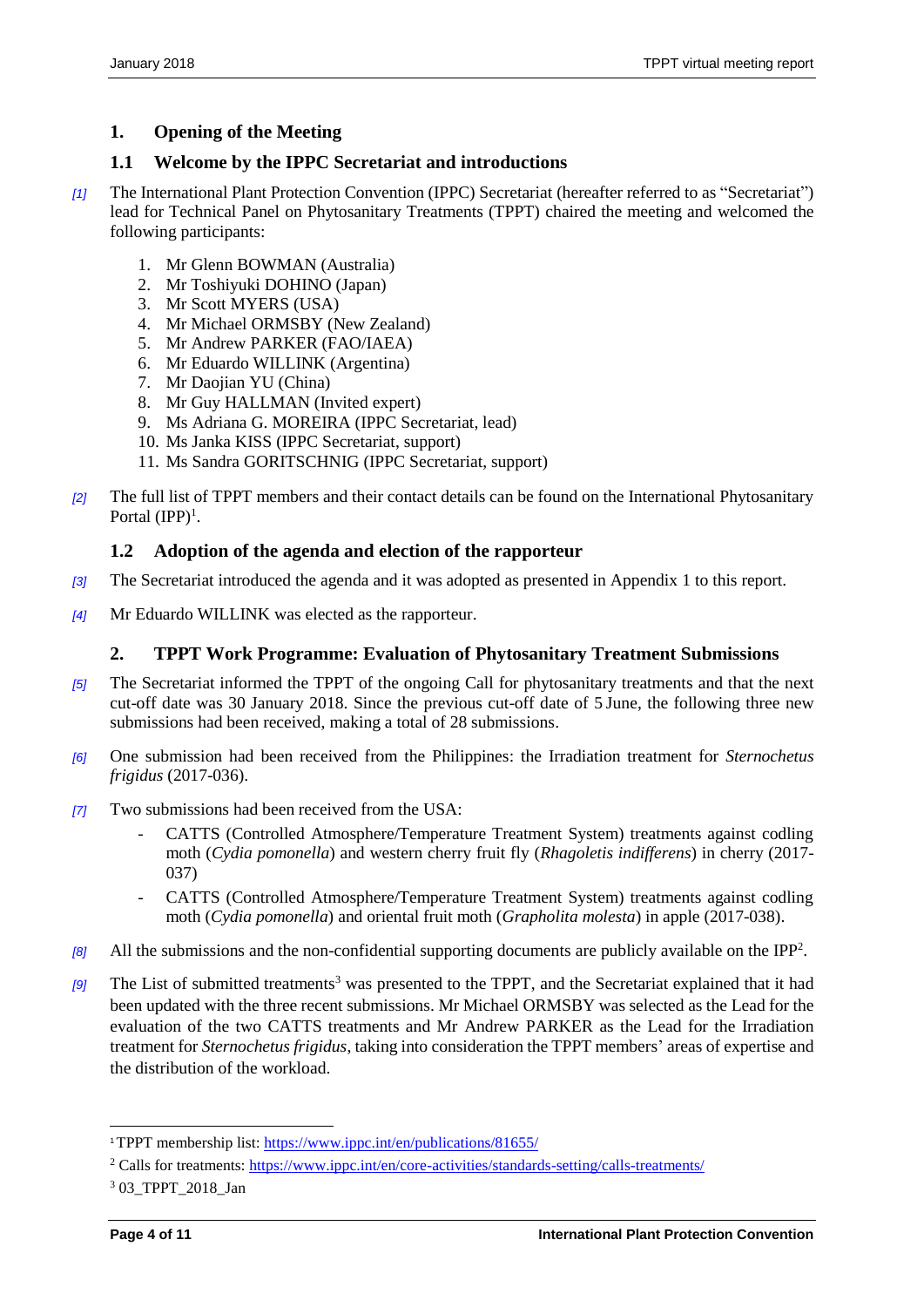## 1. Opening of the Meeting

### 1.1 Welcome by the IPPC Secretariat and introductions

[1] The International Plant Protection Convention (IPPC) Secretariat (hereafter referred to as "Secretariat") lead for Technical Panel on Phytosanitary Treatments (TPPT) chaired the meeting and welcomed the following participants:

1. Mr Glenn BOWMAN (Australia)
2. Mr Toshiyuki DOHINO (Japan)
3. Mr Scott MYERS (USA)
4. Mr Michael ORMSBY (New Zealand)
5. Mr Andrew PARKER (FAO/IAEA)
6. Mr Eduardo WILLINK (Argentina)
7. Mr Daojian YU (China)
8. Mr Guy HALLMAN (Invited expert)
9. Ms Adriana G. MOREIRA (IPPC Secretariat, lead)
10. Ms Janka KISS (IPPC Secretariat, support)
11. Ms Sandra GORITSCHNIG (IPPC Secretariat, support)

[2] The full list of TPPT members and their contact details can be found on the International Phytosanitary Portal (IPP)[1].

### 1.2 Adoption of the agenda and election of the rapporteur

[3] The Secretariat introduced the agenda and it was adopted as presented in Appendix 1 to this report.

[4] Mr Eduardo WILLINK was elected as the rapporteur.

## 2. TPPT Work Programme: Evaluation of Phytosanitary Treatment Submissions

[5] The Secretariat informed the TPPT of the ongoing Call for phytosanitary treatments and that the next cut-off date was 30 January 2018. Since the previous cut-off date of 5 June, the following three new submissions had been received, making a total of 28 submissions.

[6] One submission had been received from the Philippines: the Irradiation treatment for *Sternochetus frigidus* (2017-036).

[7] Two submissions had been received from the USA:

- CATTS (Controlled Atmosphere/Temperature Treatment System) treatments against codling moth (*Cydia pomonella*) and western cherry fruit fly (*Rhagoletis indifferens*) in cherry (2017-037)
- CATTS (Controlled Atmosphere/Temperature Treatment System) treatments against codling moth (*Cydia pomonella*) and oriental fruit moth (*Grapholita molesta*) in apple (2017-038).

[8] All the submissions and the non-confidential supporting documents are publicly available on the IPP[2].

[9] The List of submitted treatments[3] was presented to the TPPT, and the Secretariat explained that it had been updated with the three recent submissions. Mr Michael ORMSBY was selected as the Lead for the evaluation of the two CATTS treatments and Mr Andrew PARKER as the Lead for the Irradiation treatment for *Sternochetus frigidus*, taking into consideration the TPPT members' areas of expertise and the distribution of the workload.

[1] TPPT membership list: https://www.ippc.int/en/publications/81655/

[2] Calls for treatments: https://www.ippc.int/en/core-activities/standards-setting/calls-treatments/

[3] 03_TPPT_2018_Jan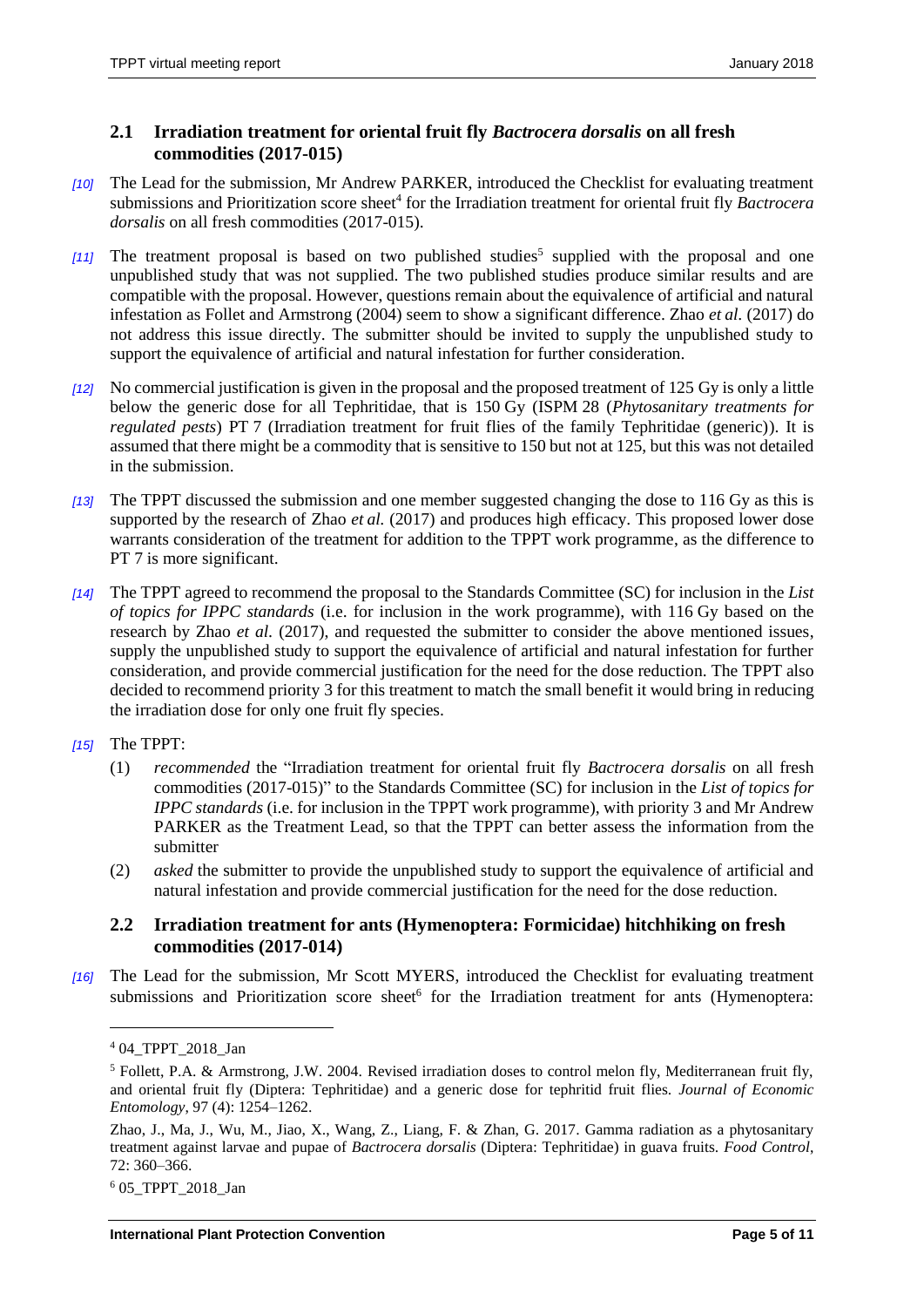## 2.1 Irradiation treatment for oriental fruit fly *Bactrocera dorsalis* on all fresh commodities (2017-015)

*[10]* The Lead for the submission, Mr Andrew PARKER, introduced the Checklist for evaluating treatment submissions and Prioritization score sheet[4] for the Irradiation treatment for oriental fruit fly *Bactrocera dorsalis* on all fresh commodities (2017-015).

*[11]* The treatment proposal is based on two published studies[5] supplied with the proposal and one unpublished study that was not supplied. The two published studies produce similar results and are compatible with the proposal. However, questions remain about the equivalence of artificial and natural infestation as Follet and Armstrong (2004) seem to show a significant difference. Zhao *et al.* (2017) do not address this issue directly. The submitter should be invited to supply the unpublished study to support the equivalence of artificial and natural infestation for further consideration.

*[12]* No commercial justification is given in the proposal and the proposed treatment of 125 Gy is only a little below the generic dose for all Tephritidae, that is 150 Gy (ISPM 28 (*Phytosanitary treatments for regulated pests*) PT 7 (Irradiation treatment for fruit flies of the family Tephritidae (generic)). It is assumed that there might be a commodity that is sensitive to 150 but not at 125, but this was not detailed in the submission.

*[13]* The TPPT discussed the submission and one member suggested changing the dose to 116 Gy as this is supported by the research of Zhao *et al.* (2017) and produces high efficacy. This proposed lower dose warrants consideration of the treatment for addition to the TPPT work programme, as the difference to PT 7 is more significant.

*[14]* The TPPT agreed to recommend the proposal to the Standards Committee (SC) for inclusion in the *List of topics for IPPC standards* (i.e. for inclusion in the work programme), with 116 Gy based on the research by Zhao *et al*. (2017), and requested the submitter to consider the above mentioned issues, supply the unpublished study to support the equivalence of artificial and natural infestation for further consideration, and provide commercial justification for the need for the dose reduction. The TPPT also decided to recommend priority 3 for this treatment to match the small benefit it would bring in reducing the irradiation dose for only one fruit fly species.

*[15]* The TPPT:

(1) *recommended* the "Irradiation treatment for oriental fruit fly *Bactrocera dorsalis* on all fresh commodities (2017-015)" to the Standards Committee (SC) for inclusion in the *List of topics for IPPC standards* (i.e. for inclusion in the TPPT work programme), with priority 3 and Mr Andrew PARKER as the Treatment Lead, so that the TPPT can better assess the information from the submitter

(2) *asked* the submitter to provide the unpublished study to support the equivalence of artificial and natural infestation and provide commercial justification for the need for the dose reduction.

## 2.2 Irradiation treatment for ants (Hymenoptera: Formicidae) hitchhiking on fresh commodities (2017-014)

*[16]* The Lead for the submission, Mr Scott MYERS, introduced the Checklist for evaluating treatment submissions and Prioritization score sheet[6] for the Irradiation treatment for ants (Hymenoptera:

---

[4] 04_TPPT_2018_Jan

[5] Follett, P.A. & Armstrong, J.W. 2004. Revised irradiation doses to control melon fly, Mediterranean fruit fly, and oriental fruit fly (Diptera: Tephritidae) and a generic dose for tephritid fruit flies. *Journal of Economic Entomology*, 97 (4): 1254–1262.

Zhao, J., Ma, J., Wu, M., Jiao, X., Wang, Z., Liang, F. & Zhan, G. 2017. Gamma radiation as a phytosanitary treatment against larvae and pupae of *Bactrocera dorsalis* (Diptera: Tephritidae) in guava fruits. *Food Control*, 72: 360–366.

[6] 05_TPPT_2018_Jan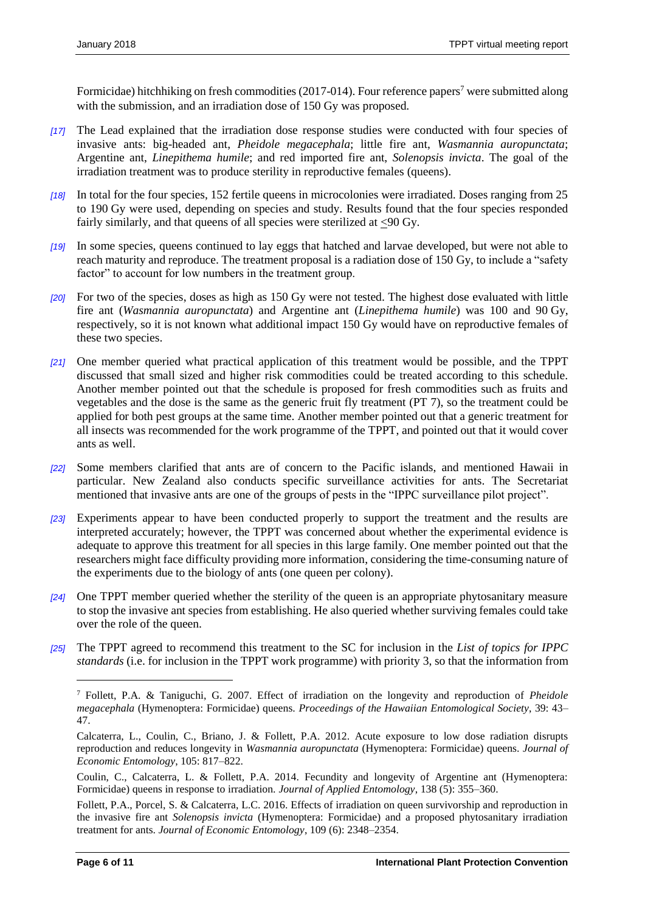Formicidae) hitchhiking on fresh commodities (2017-014). Four reference papers[7] were submitted along with the submission, and an irradiation dose of 150 Gy was proposed.

*[17]* The Lead explained that the irradiation dose response studies were conducted with four species of invasive ants: big-headed ant, *Pheidole megacephala*; little fire ant, *Wasmannia auropunctata*; Argentine ant, *Linepithema humile*; and red imported fire ant, *Solenopsis invicta*. The goal of the irradiation treatment was to produce sterility in reproductive females (queens).

*[18]* In total for the four species, 152 fertile queens in microcolonies were irradiated. Doses ranging from 25 to 190 Gy were used, depending on species and study. Results found that the four species responded fairly similarly, and that queens of all species were sterilized at $\leq$90 Gy.

*[19]* In some species, queens continued to lay eggs that hatched and larvae developed, but were not able to reach maturity and reproduce. The treatment proposal is a radiation dose of 150 Gy, to include a "safety factor" to account for low numbers in the treatment group.

*[20]* For two of the species, doses as high as 150 Gy were not tested. The highest dose evaluated with little fire ant (*Wasmannia auropunctata*) and Argentine ant (*Linepithema humile*) was 100 and 90 Gy, respectively, so it is not known what additional impact 150 Gy would have on reproductive females of these two species.

*[21]* One member queried what practical application of this treatment would be possible, and the TPPT discussed that small sized and higher risk commodities could be treated according to this schedule. Another member pointed out that the schedule is proposed for fresh commodities such as fruits and vegetables and the dose is the same as the generic fruit fly treatment (PT 7), so the treatment could be applied for both pest groups at the same time. Another member pointed out that a generic treatment for all insects was recommended for the work programme of the TPPT, and pointed out that it would cover ants as well.

*[22]* Some members clarified that ants are of concern to the Pacific islands, and mentioned Hawaii in particular. New Zealand also conducts specific surveillance activities for ants. The Secretariat mentioned that invasive ants are one of the groups of pests in the "IPPC surveillance pilot project".

*[23]* Experiments appear to have been conducted properly to support the treatment and the results are interpreted accurately; however, the TPPT was concerned about whether the experimental evidence is adequate to approve this treatment for all species in this large family. One member pointed out that the researchers might face difficulty providing more information, considering the time-consuming nature of the experiments due to the biology of ants (one queen per colony).

*[24]* One TPPT member queried whether the sterility of the queen is an appropriate phytosanitary measure to stop the invasive ant species from establishing. He also queried whether surviving females could take over the role of the queen.

*[25]* The TPPT agreed to recommend this treatment to the SC for inclusion in the *List of topics for IPPC standards* (i.e. for inclusion in the TPPT work programme) with priority 3, so that the information from

---

[7] Follett, P.A. & Taniguchi, G. 2007. Effect of irradiation on the longevity and reproduction of *Pheidole megacephala* (Hymenoptera: Formicidae) queens. *Proceedings of the Hawaiian Entomological Society*, 39: 43–47.

Calcaterra, L., Coulin, C., Briano, J. & Follett, P.A. 2012. Acute exposure to low dose radiation disrupts reproduction and reduces longevity in *Wasmannia auropunctata* (Hymenoptera: Formicidae) queens. *Journal of Economic Entomology*, 105: 817–822.

Coulin, C., Calcaterra, L. & Follett, P.A. 2014. Fecundity and longevity of Argentine ant (Hymenoptera: Formicidae) queens in response to irradiation. *Journal of Applied Entomology*, 138 (5): 355–360.

Follett, P.A., Porcel, S. & Calcaterra, L.C. 2016. Effects of irradiation on queen survivorship and reproduction in the invasive fire ant *Solenopsis invicta* (Hymenoptera: Formicidae) and a proposed phytosanitary irradiation treatment for ants. *Journal of Economic Entomology*, 109 (6): 2348–2354.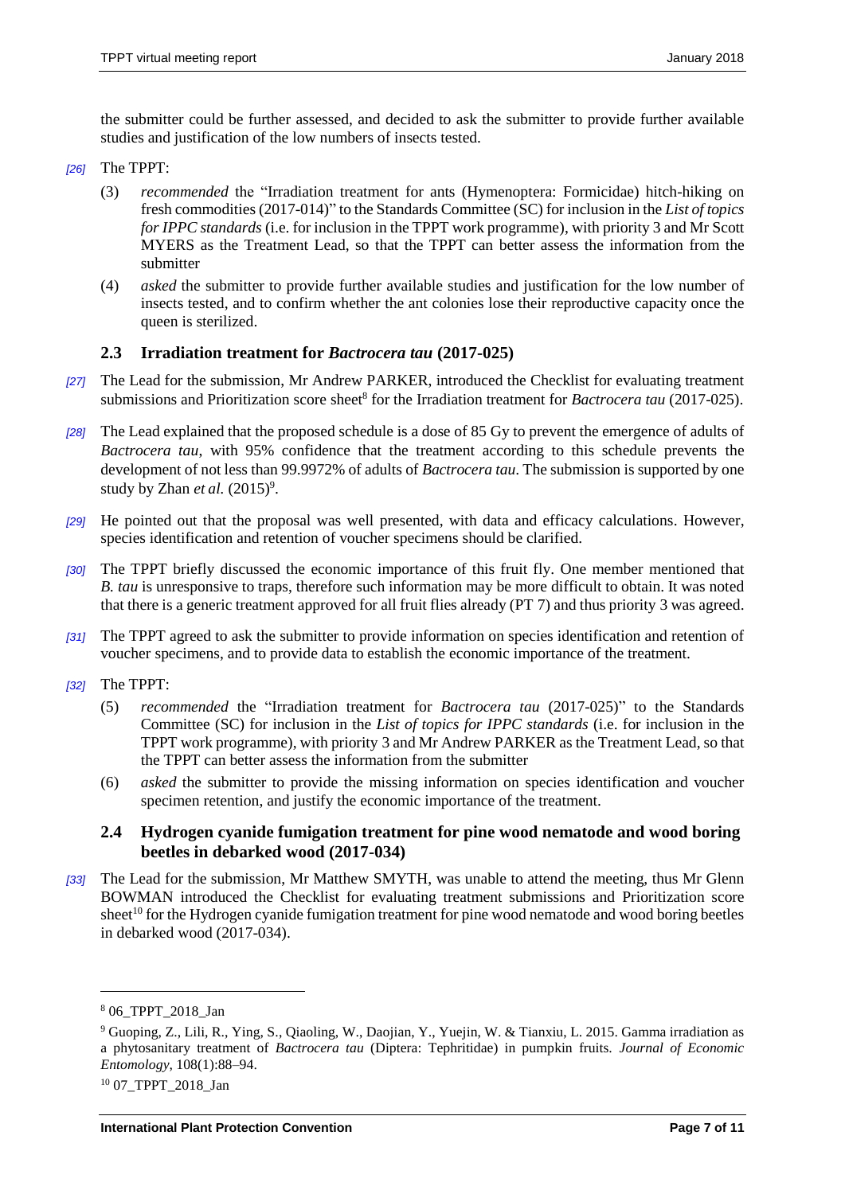the submitter could be further assessed, and decided to ask the submitter to provide further available studies and justification of the low numbers of insects tested.

*[26]* The TPPT:

(3) *recommended* the "Irradiation treatment for ants (Hymenoptera: Formicidae) hitch-hiking on fresh commodities (2017-014)" to the Standards Committee (SC) for inclusion in the *List of topics for IPPC standards* (i.e. for inclusion in the TPPT work programme), with priority 3 and Mr Scott MYERS as the Treatment Lead, so that the TPPT can better assess the information from the submitter

(4) *asked* the submitter to provide further available studies and justification for the low number of insects tested, and to confirm whether the ant colonies lose their reproductive capacity once the queen is sterilized.

### 2.3 Irradiation treatment for *Bactrocera tau* (2017-025)

*[27]* The Lead for the submission, Mr Andrew PARKER, introduced the Checklist for evaluating treatment submissions and Prioritization score sheet[8] for the Irradiation treatment for *Bactrocera tau* (2017-025).

*[28]* The Lead explained that the proposed schedule is a dose of 85 Gy to prevent the emergence of adults of *Bactrocera tau*, with 95% confidence that the treatment according to this schedule prevents the development of not less than 99.9972% of adults of *Bactrocera tau*. The submission is supported by one study by Zhan *et al.* (2015)[9].

*[29]* He pointed out that the proposal was well presented, with data and efficacy calculations. However, species identification and retention of voucher specimens should be clarified.

*[30]* The TPPT briefly discussed the economic importance of this fruit fly. One member mentioned that *B. tau* is unresponsive to traps, therefore such information may be more difficult to obtain. It was noted that there is a generic treatment approved for all fruit flies already (PT 7) and thus priority 3 was agreed.

*[31]* The TPPT agreed to ask the submitter to provide information on species identification and retention of voucher specimens, and to provide data to establish the economic importance of the treatment.

*[32]* The TPPT:

(5) *recommended* the "Irradiation treatment for *Bactrocera tau* (2017-025)" to the Standards Committee (SC) for inclusion in the *List of topics for IPPC standards* (i.e. for inclusion in the TPPT work programme), with priority 3 and Mr Andrew PARKER as the Treatment Lead, so that the TPPT can better assess the information from the submitter

(6) *asked* the submitter to provide the missing information on species identification and voucher specimen retention, and justify the economic importance of the treatment.

### 2.4 Hydrogen cyanide fumigation treatment for pine wood nematode and wood boring beetles in debarked wood (2017-034)

*[33]* The Lead for the submission, Mr Matthew SMYTH, was unable to attend the meeting, thus Mr Glenn BOWMAN introduced the Checklist for evaluating treatment submissions and Prioritization score sheet[10] for the Hydrogen cyanide fumigation treatment for pine wood nematode and wood boring beetles in debarked wood (2017-034).

---

[8] 06_TPPT_2018_Jan

[9] Guoping, Z., Lili, R., Ying, S., Qiaoling, W., Daojian, Y., Yuejin, W. & Tianxiu, L. 2015. Gamma irradiation as a phytosanitary treatment of *Bactrocera tau* (Diptera: Tephritidae) in pumpkin fruits. *Journal of Economic Entomology*, 108(1):88–94.

[10] 07_TPPT_2018_Jan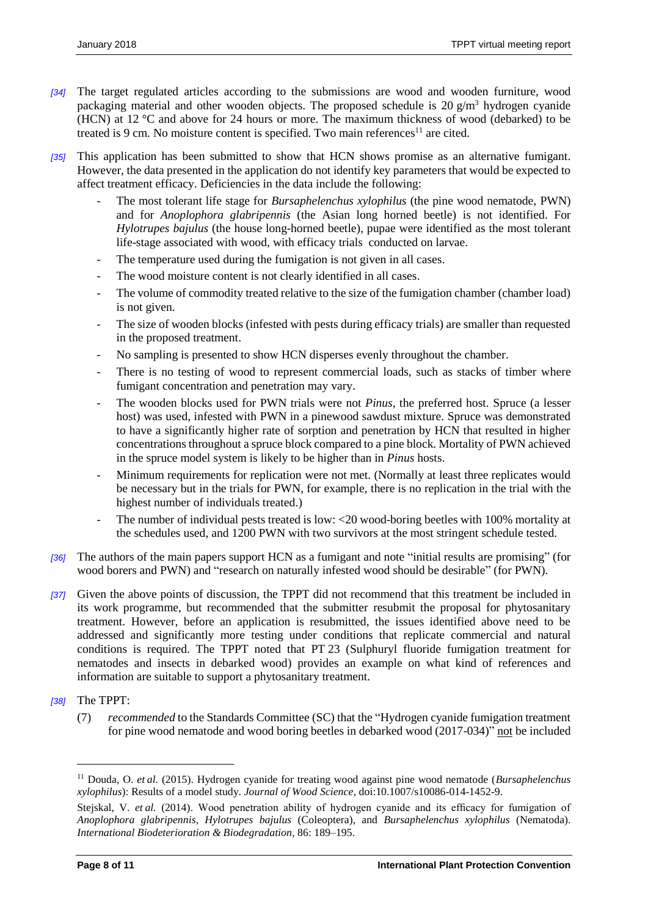*[34]* The target regulated articles according to the submissions are wood and wooden furniture, wood packaging material and other wooden objects. The proposed schedule is 20 $g/m^3$ hydrogen cyanide (HCN) at 12 °C and above for 24 hours or more. The maximum thickness of wood (debarked) to be treated is 9 cm. No moisture content is specified. Two main references[11] are cited.

*[35]* This application has been submitted to show that HCN shows promise as an alternative fumigant. However, the data presented in the application do not identify key parameters that would be expected to affect treatment efficacy. Deficiencies in the data include the following:

- The most tolerant life stage for *Bursaphelenchus xylophilus* (the pine wood nematode, PWN) and for *Anoplophora glabripennis* (the Asian long horned beetle) is not identified. For *Hylotrupes bajulus* (the house long-horned beetle), pupae were identified as the most tolerant life-stage associated with wood, with efficacy trials conducted on larvae.
- The temperature used during the fumigation is not given in all cases.
- The wood moisture content is not clearly identified in all cases.
- The volume of commodity treated relative to the size of the fumigation chamber (chamber load) is not given.
- The size of wooden blocks (infested with pests during efficacy trials) are smaller than requested in the proposed treatment.
- No sampling is presented to show HCN disperses evenly throughout the chamber.
- There is no testing of wood to represent commercial loads, such as stacks of timber where fumigant concentration and penetration may vary.
- The wooden blocks used for PWN trials were not *Pinus*, the preferred host. Spruce (a lesser host) was used, infested with PWN in a pinewood sawdust mixture. Spruce was demonstrated to have a significantly higher rate of sorption and penetration by HCN that resulted in higher concentrations throughout a spruce block compared to a pine block. Mortality of PWN achieved in the spruce model system is likely to be higher than in *Pinus* hosts.
- Minimum requirements for replication were not met. (Normally at least three replicates would be necessary but in the trials for PWN, for example, there is no replication in the trial with the highest number of individuals treated.)
- The number of individual pests treated is low: <20 wood-boring beetles with 100% mortality at the schedules used, and 1200 PWN with two survivors at the most stringent schedule tested.

*[36]* The authors of the main papers support HCN as a fumigant and note "initial results are promising" (for wood borers and PWN) and "research on naturally infested wood should be desirable" (for PWN).

*[37]* Given the above points of discussion, the TPPT did not recommend that this treatment be included in its work programme, but recommended that the submitter resubmit the proposal for phytosanitary treatment. However, before an application is resubmitted, the issues identified above need to be addressed and significantly more testing under conditions that replicate commercial and natural conditions is required. The TPPT noted that PT 23 (Sulphuryl fluoride fumigation treatment for nematodes and insects in debarked wood) provides an example on what kind of references and information are suitable to support a phytosanitary treatment.

*[38]* The TPPT:

(7) *recommended* to the Standards Committee (SC) that the "Hydrogen cyanide fumigation treatment for pine wood nematode and wood boring beetles in debarked wood (2017-034)" <u>not</u> be included

---

[11] Douda, O. *et al.* (2015). Hydrogen cyanide for treating wood against pine wood nematode (*Bursaphelenchus xylophilus*): Results of a model study. *Journal of Wood Science*, doi:10.1007/s10086-014-1452-9.

Stejskal, V. *et al.* (2014). Wood penetration ability of hydrogen cyanide and its efficacy for fumigation of *Anoplophora glabripennis*, *Hylotrupes bajulus* (Coleoptera), and *Bursaphelenchus xylophilus* (Nematoda). *International Biodeterioration & Biodegradation*, 86: 189–195.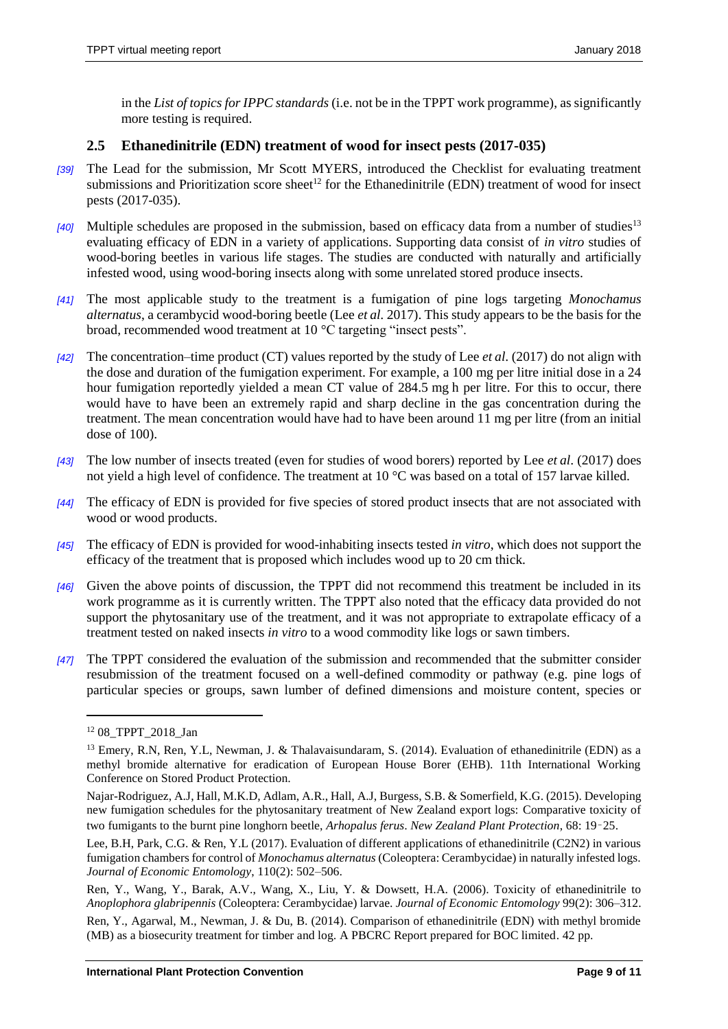in the *List of topics for IPPC standards* (i.e. not be in the TPPT work programme), as significantly more testing is required.

### 2.5 Ethanedinitrile (EDN) treatment of wood for insect pests (2017-035)

*[39]* The Lead for the submission, Mr Scott MYERS, introduced the Checklist for evaluating treatment submissions and Prioritization score sheet[12] for the Ethanedinitrile (EDN) treatment of wood for insect pests (2017-035).

*[40]* Multiple schedules are proposed in the submission, based on efficacy data from a number of studies[13] evaluating efficacy of EDN in a variety of applications. Supporting data consist of *in vitro* studies of wood-boring beetles in various life stages. The studies are conducted with naturally and artificially infested wood, using wood-boring insects along with some unrelated stored produce insects.

*[41]* The most applicable study to the treatment is a fumigation of pine logs targeting *Monochamus alternatus*, a cerambycid wood-boring beetle (Lee *et al*. 2017). This study appears to be the basis for the broad, recommended wood treatment at 10 °C targeting "insect pests".

*[42]* The concentration–time product (CT) values reported by the study of Lee *et al*. (2017) do not align with the dose and duration of the fumigation experiment. For example, a 100 mg per litre initial dose in a 24 hour fumigation reportedly yielded a mean CT value of 284.5 mg h per litre. For this to occur, there would have to have been an extremely rapid and sharp decline in the gas concentration during the treatment. The mean concentration would have had to have been around 11 mg per litre (from an initial dose of 100).

*[43]* The low number of insects treated (even for studies of wood borers) reported by Lee *et al*. (2017) does not yield a high level of confidence. The treatment at 10 °C was based on a total of 157 larvae killed.

*[44]* The efficacy of EDN is provided for five species of stored product insects that are not associated with wood or wood products.

*[45]* The efficacy of EDN is provided for wood-inhabiting insects tested *in vitro*, which does not support the efficacy of the treatment that is proposed which includes wood up to 20 cm thick.

*[46]* Given the above points of discussion, the TPPT did not recommend this treatment be included in its work programme as it is currently written. The TPPT also noted that the efficacy data provided do not support the phytosanitary use of the treatment, and it was not appropriate to extrapolate efficacy of a treatment tested on naked insects *in vitro* to a wood commodity like logs or sawn timbers.

*[47]* The TPPT considered the evaluation of the submission and recommended that the submitter consider resubmission of the treatment focused on a well-defined commodity or pathway (e.g. pine logs of particular species or groups, sawn lumber of defined dimensions and moisture content, species or

---

[12] 08_TPPT_2018_Jan

[13] Emery, R.N, Ren, Y.L, Newman, J. & Thalavaisundaram, S. (2014). Evaluation of ethanedinitrile (EDN) as a methyl bromide alternative for eradication of European House Borer (EHB). 11th International Working Conference on Stored Product Protection.

Najar-Rodriguez, A.J, Hall, M.K.D, Adlam, A.R., Hall, A.J, Burgess, S.B. & Somerfield, K.G. (2015). Developing new fumigation schedules for the phytosanitary treatment of New Zealand export logs: Comparative toxicity of two fumigants to the burnt pine longhorn beetle, *Arhopalus ferus*. *New Zealand Plant Protection*, 68: 19‑25.

Lee, B.H, Park, C.G. & Ren, Y.L (2017). Evaluation of different applications of ethanedinitrile ($C_2N_2$) in various fumigation chambers for control of *Monochamus alternatus* (Coleoptera: Cerambycidae) in naturally infested logs. *Journal of Economic Entomology*, 110(2): 502–506.

Ren, Y., Wang, Y., Barak, A.V., Wang, X., Liu, Y. & Dowsett, H.A. (2006). Toxicity of ethanedinitrile to *Anoplophora glabripennis* (Coleoptera: Cerambycidae) larvae. *Journal of Economic Entomology* 99(2): 306–312.

Ren, Y., Agarwal, M., Newman, J. & Du, B. (2014). Comparison of ethanedinitrile (EDN) with methyl bromide (MB) as a biosecurity treatment for timber and log. A PBCRC Report prepared for BOC limited. 42 pp.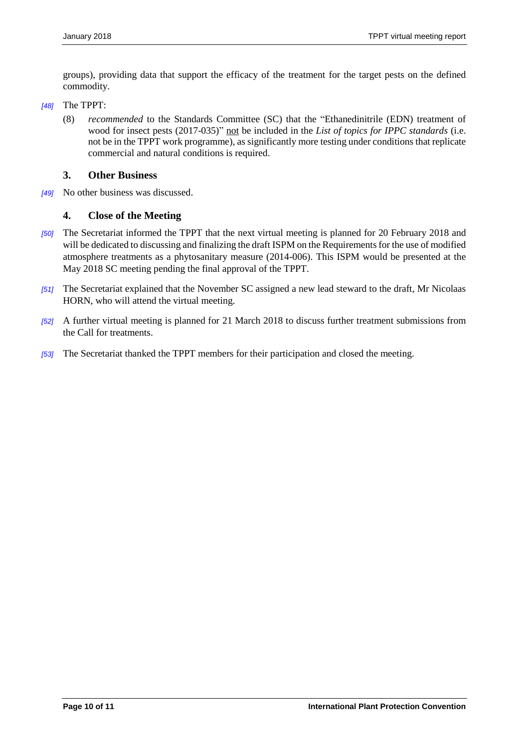groups), providing data that support the efficacy of the treatment for the target pests on the defined commodity.

[48] The TPPT:

(8) *recommended* to the Standards Committee (SC) that the "Ethanedinitrile (EDN) treatment of wood for insect pests (2017-035)" <u>not</u> be included in the *List of topics for IPPC standards* (i.e. not be in the TPPT work programme), as significantly more testing under conditions that replicate commercial and natural conditions is required.

## 3. Other Business

[49] No other business was discussed.

## 4. Close of the Meeting

[50] The Secretariat informed the TPPT that the next virtual meeting is planned for 20 February 2018 and will be dedicated to discussing and finalizing the draft ISPM on the Requirements for the use of modified atmosphere treatments as a phytosanitary measure (2014-006). This ISPM would be presented at the May 2018 SC meeting pending the final approval of the TPPT.

[51] The Secretariat explained that the November SC assigned a new lead steward to the draft, Mr Nicolaas HORN, who will attend the virtual meeting.

[52] A further virtual meeting is planned for 21 March 2018 to discuss further treatment submissions from the Call for treatments.

[53] The Secretariat thanked the TPPT members for their participation and closed the meeting.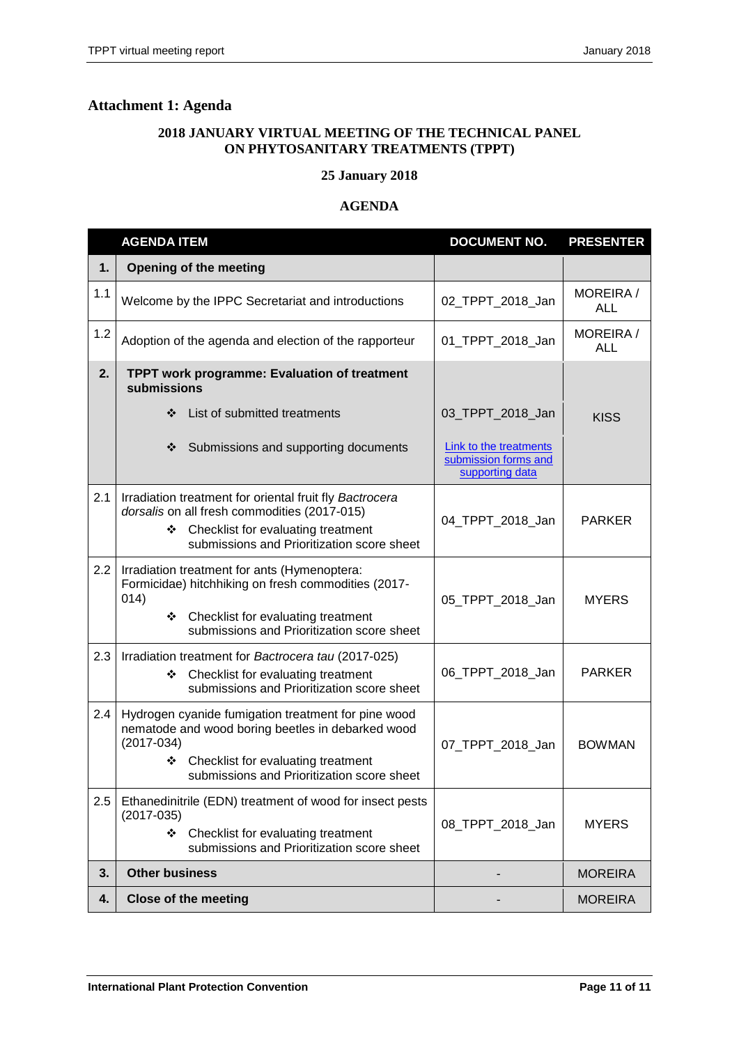## Attachment 1: Agenda

**2018 JANUARY VIRTUAL MEETING OF THE TECHNICAL PANEL ON PHYTOSANITARY TREATMENTS (TPPT)**

**25 January 2018**

**AGENDA**

| | AGENDA ITEM | DOCUMENT NO. | PRESENTER |
|---|---|---|---|
| **1.** | **Opening of the meeting** | | |
| 1.1 | Welcome by the IPPC Secretariat and introductions | 02_TPPT_2018_Jan | MOREIRA / ALL |
| 1.2 | Adoption of the agenda and election of the rapporteur | 01_TPPT_2018_Jan | MOREIRA / ALL |
| **2.** | **TPPT work programme: Evaluation of treatment submissions**<br>❖ List of submitted treatments<br>❖ Submissions and supporting documents | 03_TPPT_2018_Jan<br>Link to the treatments submission forms and supporting data | KISS |
| 2.1 | Irradiation treatment for oriental fruit fly *Bactrocera dorsalis* on all fresh commodities (2017-015)<br>❖ Checklist for evaluating treatment submissions and Prioritization score sheet | 04_TPPT_2018_Jan | PARKER |
| 2.2 | Irradiation treatment for ants (Hymenoptera: Formicidae) hitchhiking on fresh commodities (2017-014)<br>❖ Checklist for evaluating treatment submissions and Prioritization score sheet | 05_TPPT_2018_Jan | MYERS |
| 2.3 | Irradiation treatment for *Bactrocera tau* (2017-025)<br>❖ Checklist for evaluating treatment submissions and Prioritization score sheet | 06_TPPT_2018_Jan | PARKER |
| 2.4 | Hydrogen cyanide fumigation treatment for pine wood nematode and wood boring beetles in debarked wood (2017-034)<br>❖ Checklist for evaluating treatment submissions and Prioritization score sheet | 07_TPPT_2018_Jan | BOWMAN |
| 2.5 | Ethanedinitrile (EDN) treatment of wood for insect pests (2017-035)<br>❖ Checklist for evaluating treatment submissions and Prioritization score sheet | 08_TPPT_2018_Jan | MYERS |
| **3.** | **Other business** | - | MOREIRA |
| **4.** | **Close of the meeting** | - | MOREIRA |